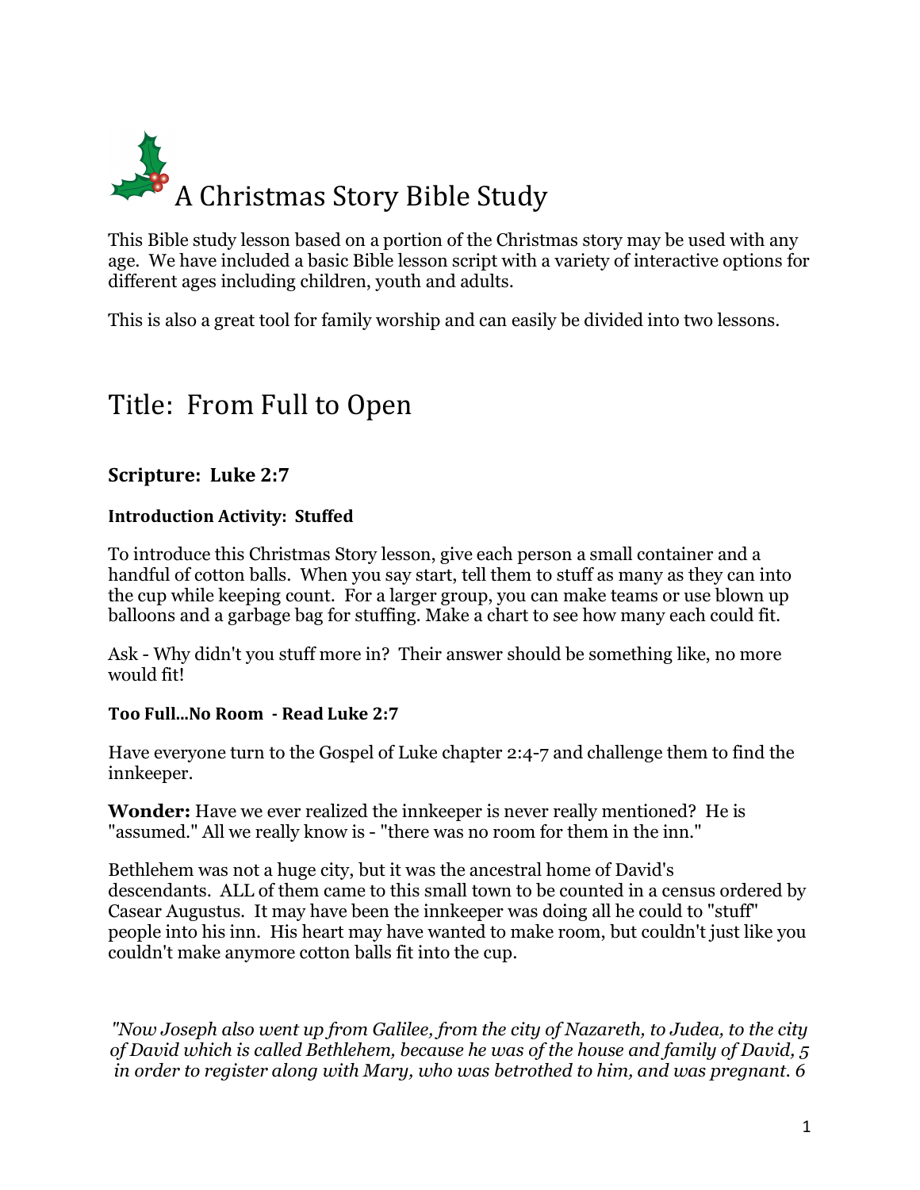# A Christmas Story Bible Study

This Bible study lesson based on a portion of the Christmas story may be used with any age. We have included a basic Bible lesson script with a variety of interactive options for different ages including children, youth and adults.

This is also a great tool for family worship and can easily be divided into two lessons.

# Title: From Full to Open

## Scripture: Luke 2:7

### Introduction Activity: Stuffed

To introduce this Christmas Story lesson, give each person a small container and a handful of cotton balls. When you say start, tell them to stuff as many as they can into the cup while keeping count. For a larger group, you can make teams or use blown up balloons and a garbage bag for stuffing. Make a chart to see how many each could fit.

Ask - Why didn't you stuff more in? Their answer should be something like, no more would fit!

### Too Full...No Room - Read Luke 2:7

Have everyone turn to the Gospel of Luke chapter 2:4-7 and challenge them to find the innkeeper.

**Wonder:** Have we ever realized the innkeeper is never really mentioned? He is "assumed." All we really know is - "there was no room for them in the inn."

Bethlehem was not a huge city, but it was the ancestral home of David's descendants. ALL of them came to this small town to be counted in a census ordered by Casear Augustus. It may have been the innkeeper was doing all he could to "stuff" people into his inn. His heart may have wanted to make room, but couldn't just like you couldn't make anymore cotton balls fit into the cup.

*"Now Joseph also went up from Galilee, from the city of Nazareth, to Judea, to the city of David which is called Bethlehem, because he was of the house and family of David, 5 in order to register along with Mary, who was betrothed to him, and was pregnant. 6*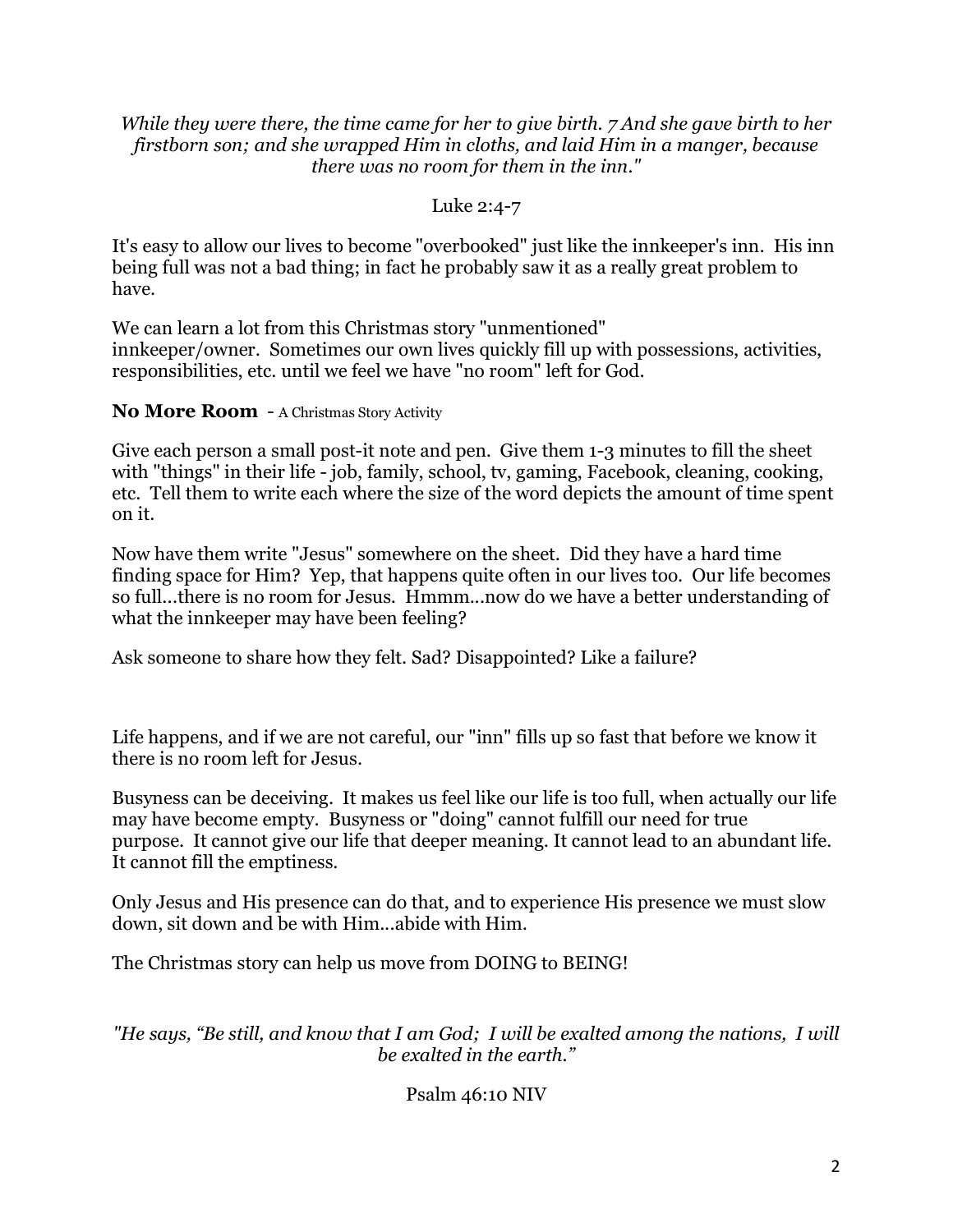*While they were there, the time came for her to give birth. 7 And she gave birth to her firstborn son; and she wrapped Him in cloths, and laid Him in a manger, because there was no room for them in the inn."*

Luke 2:4-7

It's easy to allow our lives to become "overbooked" just like the innkeeper's inn. His inn being full was not a bad thing; in fact he probably saw it as a really great problem to have.

We can learn a lot from this Christmas story "unmentioned" innkeeper/owner. Sometimes our own lives quickly fill up with possessions, activities, responsibilities, etc. until we feel we have "no room" left for God.

**No More Room** - A Christmas Story Activity

Give each person a small post-it note and pen. Give them 1-3 minutes to fill the sheet with "things" in their life - job, family, school, tv, gaming, Facebook, cleaning, cooking, etc. Tell them to write each where the size of the word depicts the amount of time spent on it.

Now have them write "Jesus" somewhere on the sheet. Did they have a hard time finding space for Him? Yep, that happens quite often in our lives too. Our life becomes so full...there is no room for Jesus. Hmmm...now do we have a better understanding of what the innkeeper may have been feeling?

Ask someone to share how they felt. Sad? Disappointed? Like a failure?

Life happens, and if we are not careful, our "inn" fills up so fast that before we know it there is no room left for Jesus.

Busyness can be deceiving. It makes us feel like our life is too full, when actually our life may have become empty. Busyness or "doing" cannot fulfill our need for true purpose. It cannot give our life that deeper meaning. It cannot lead to an abundant life. It cannot fill the emptiness.

Only Jesus and His presence can do that, and to experience His presence we must slow down, sit down and be with Him...abide with Him.

The Christmas story can help us move from DOING to BEING!

*"He says, "Be still, and know that I am God; I will be exalted among the nations, I will be exalted in the earth."*

Psalm 46:10 NIV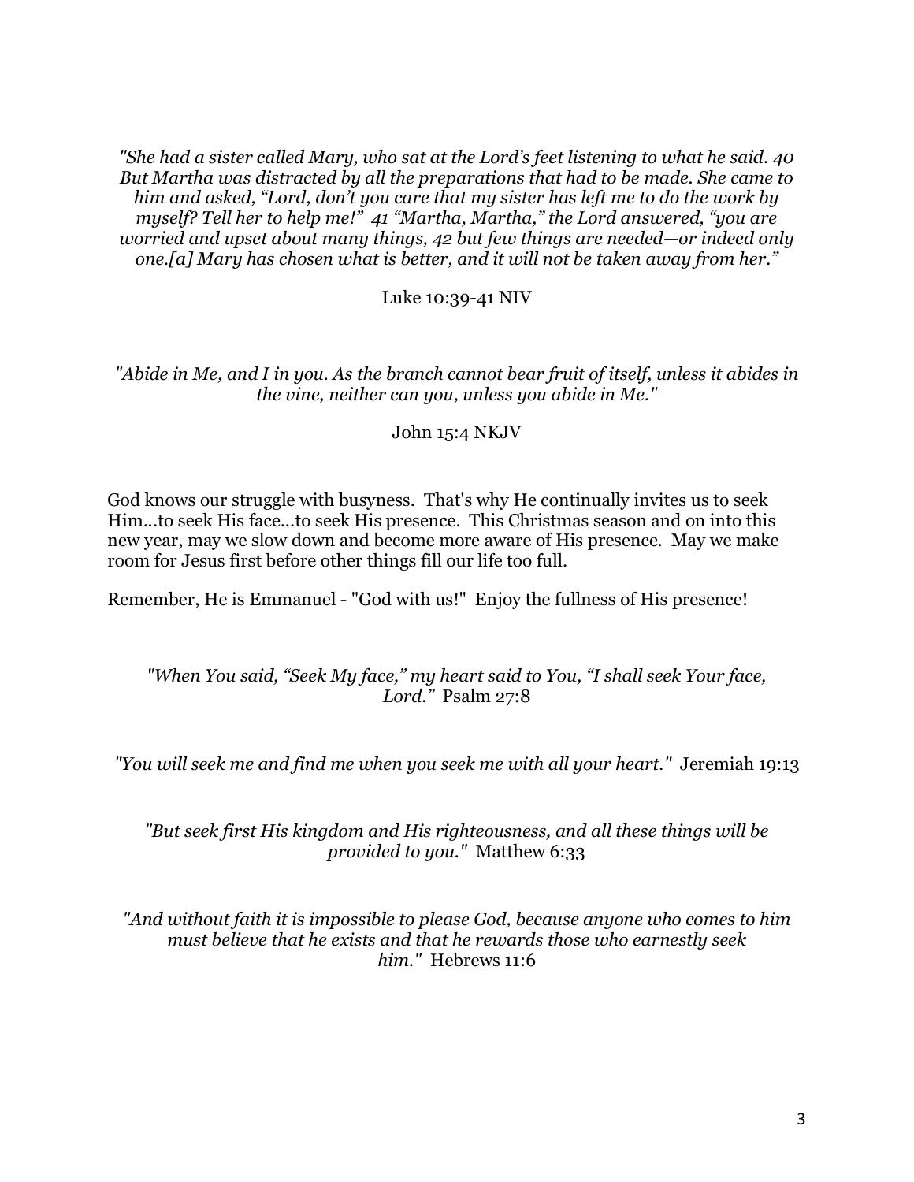*"She had a sister called Mary, who sat at the Lord's feet listening to what he said. 40 But Martha was distracted by all the preparations that had to be made. She came to him and asked, "Lord, don't you care that my sister has left me to do the work by myself? Tell her to help me!" 41 "Martha, Martha," the Lord answered, "you are worried and upset about many things, 42 but few things are needed—or indeed only one.[a] Mary has chosen what is better, and it will not be taken away from her."*

Luke 10:39-41 NIV

*"Abide in Me, and I in you. As the branch cannot bear fruit of itself, unless it abides in the vine, neither can you, unless you abide in Me."*

John 15:4 NKJV

God knows our struggle with busyness. That's why He continually invites us to seek Him...to seek His face...to seek His presence. This Christmas season and on into this new year, may we slow down and become more aware of His presence. May we make room for Jesus first before other things fill our life too full.

Remember, He is Emmanuel - "God with us!" Enjoy the fullness of His presence!

*"When You said, "Seek My face," my heart said to You, "I shall seek Your face, Lord."* Psalm 27:8

*"You will seek me and find me when you seek me with all your heart."* Jeremiah 19:13

*"But seek first His kingdom and His righteousness, and all these things will be provided to you."* Matthew 6:33

*"And without faith it is impossible to please God, because anyone who comes to him must believe that he exists and that he rewards those who earnestly seek him."* Hebrews 11:6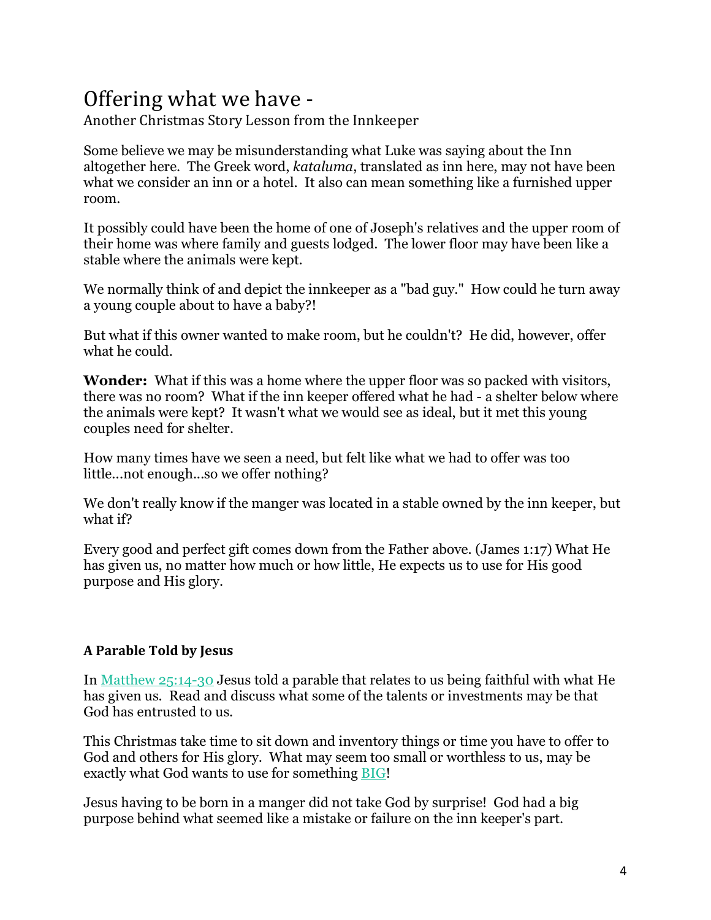# Offering what we have -

Another Christmas Story Lesson from the Innkeeper

Some believe we may be misunderstanding what Luke was saying about the Inn altogether here. The Greek word, *kataluma*, translated as inn here, may not have been what we consider an inn or a hotel. It also can mean something like a furnished upper room.

It possibly could have been the home of one of Joseph's relatives and the upper room of their home was where family and guests lodged. The lower floor may have been like a stable where the animals were kept.

We normally think of and depict the innkeeper as a "bad guy." How could he turn away a young couple about to have a baby?!

But what if this owner wanted to make room, but he couldn't? He did, however, offer what he could.

**Wonder:** What if this was a home where the upper floor was so packed with visitors, there was no room? What if the inn keeper offered what he had - a shelter below where the animals were kept? It wasn't what we would see as ideal, but it met this young couples need for shelter.

How many times have we seen a need, but felt like what we had to offer was too little...not enough...so we offer nothing?

We don't really know if the manger was located in a stable owned by the inn keeper, but what if?

Every good and perfect gift comes down from the Father above. (James 1:17) What He has given us, no matter how much or how little, He expects us to use for His good purpose and His glory.

### A Parable Told by Jesus

In Matthew 25:14-30 Jesus told a parable that relates to us being faithful with what He has given us. Read and discuss what some of the talents or investments may be that God has entrusted to us.

This Christmas take time to sit down and inventory things or time you have to offer to God and others for His glory. What may seem too small or worthless to us, may be exactly what God wants to use for something BIG!

Jesus having to be born in a manger did not take God by surprise! God had a big purpose behind what seemed like a mistake or failure on the inn keeper's part.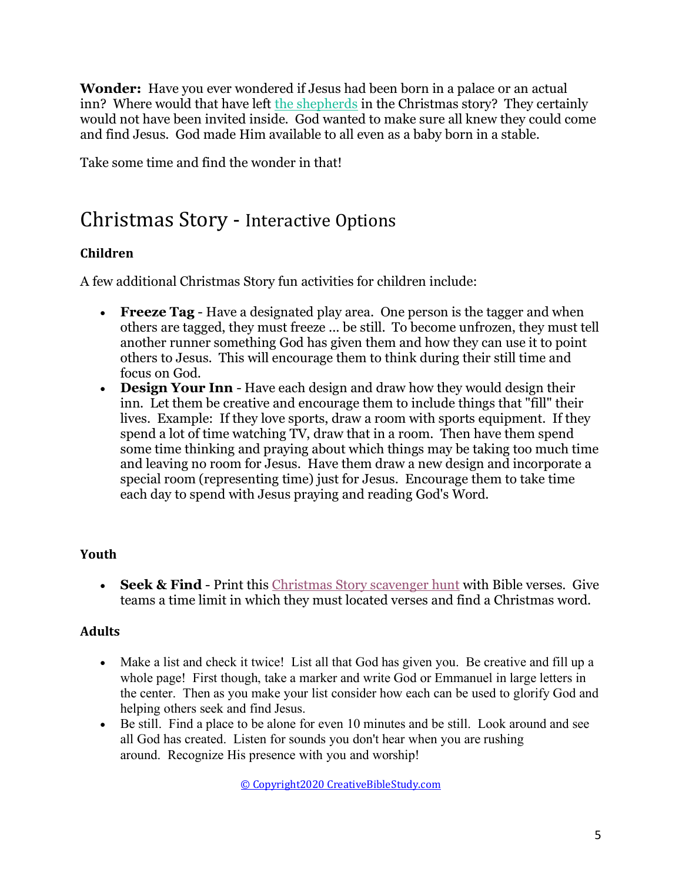**Wonder:** Have you ever wondered if Jesus had been born in a palace or an actual inn? Where would that have left the shepherds in the Christmas story? They certainly would not have been invited inside. God wanted to make sure all knew they could come and find Jesus. God made Him available to all even as a baby born in a stable.

Take some time and find the wonder in that!

## Christmas Story - Interactive Options

### Children

A few additional Christmas Story fun activities for children include:

- **Freeze Tag** - Have a designated play area. One person is the tagger and when others are tagged, they must freeze ... be still. To become unfrozen, they must tell another runner something God has given them and how they can use it to point others to Jesus. This will encourage them to think during their still time and focus on God.
- **Design Your Inn** - Have each design and draw how they would design their inn. Let them be creative and encourage them to include things that "fill" their lives. Example: If they love sports, draw a room with sports equipment. If they spend a lot of time watching TV, draw that in a room. Then have them spend some time thinking and praying about which things may be taking too much time and leaving no room for Jesus. Have them draw a new design and incorporate a special room (representing time) just for Jesus. Encourage them to take time each day to spend with Jesus praying and reading God's Word.

### Youth

- **Seek & Find** - Print this Christmas Story scavenger hunt with Bible verses. Give teams a time limit in which they must located verses and find a Christmas word.

### Adults

- Make a list and check it twice! List all that God has given you. Be creative and fill up a whole page! First though, take a marker and write God or Emmanuel in large letters in the center. Then as you make your list consider how each can be used to glorify God and helping others seek and find Jesus.
- Be still. Find a place to be alone for even 10 minutes and be still. Look around and see all God has created. Listen for sounds you don't hear when you are rushing around. Recognize His presence with you and worship!

© Copyright2020 CreativeBibleStudy.com